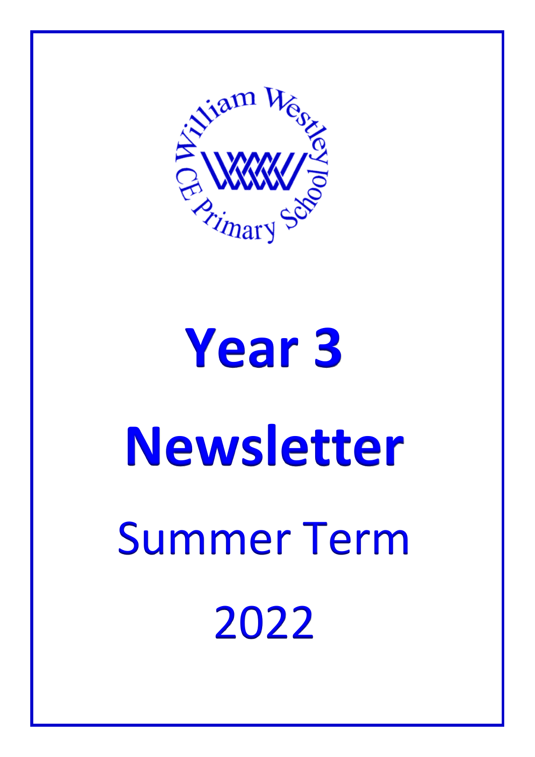William Westley CE Primary School

# Year 3

# Newsletter

## Summer Term

## 2022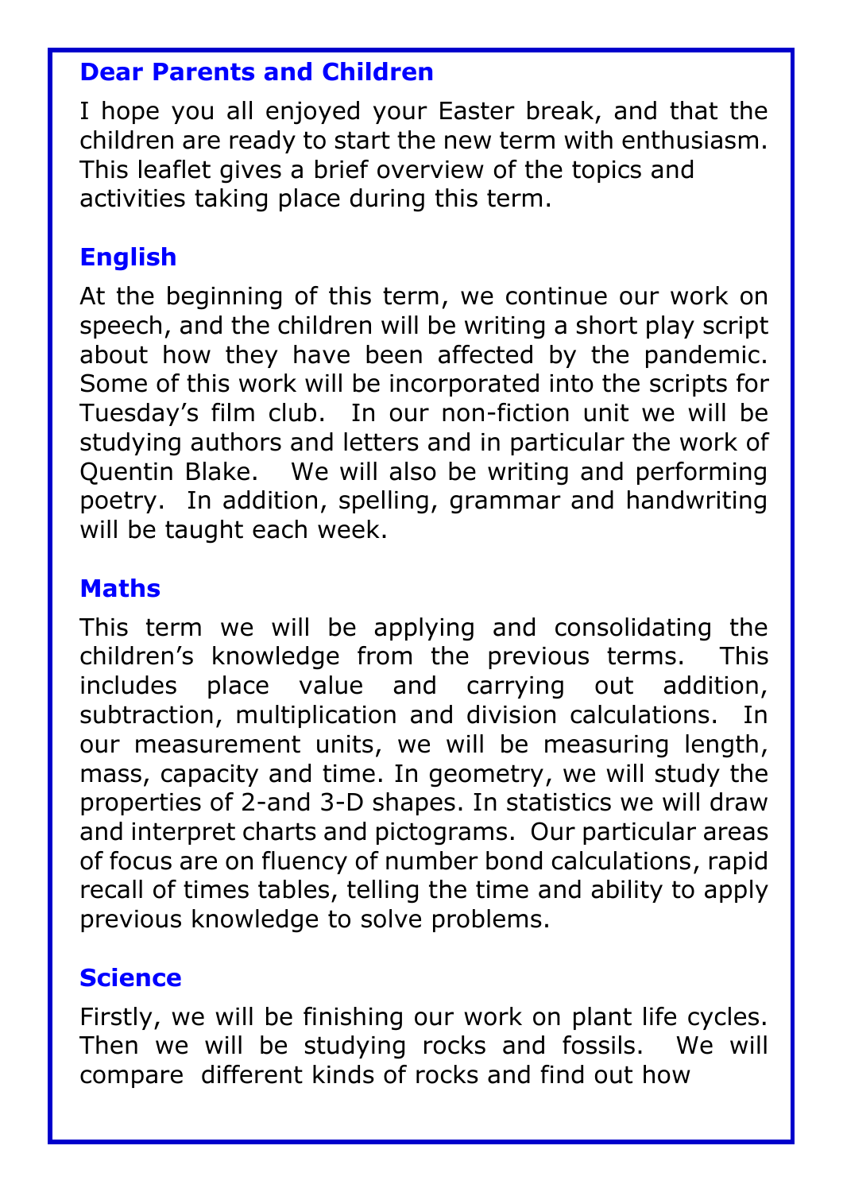## Dear Parents and Children

I hope you all enjoyed your Easter break, and that the children are ready to start the new term with enthusiasm. This leaflet gives a brief overview of the topics and activities taking place during this term.

## English

At the beginning of this term, we continue our work on speech, and the children will be writing a short play script about how they have been affected by the pandemic. Some of this work will be incorporated into the scripts for Tuesday's film club. In our non-fiction unit we will be studying authors and letters and in particular the work of Quentin Blake. We will also be writing and performing poetry. In addition, spelling, grammar and handwriting will be taught each week.

## Maths

This term we will be applying and consolidating the children's knowledge from the previous terms. This includes place value and carrying out addition, subtraction, multiplication and division calculations. In our measurement units, we will be measuring length, mass, capacity and time. In geometry, we will study the properties of 2-and 3-D shapes. In statistics we will draw and interpret charts and pictograms. Our particular areas of focus are on fluency of number bond calculations, rapid recall of times tables, telling the time and ability to apply previous knowledge to solve problems.

## Science

Firstly, we will be finishing our work on plant life cycles. Then we will be studying rocks and fossils. We will compare different kinds of rocks and find out how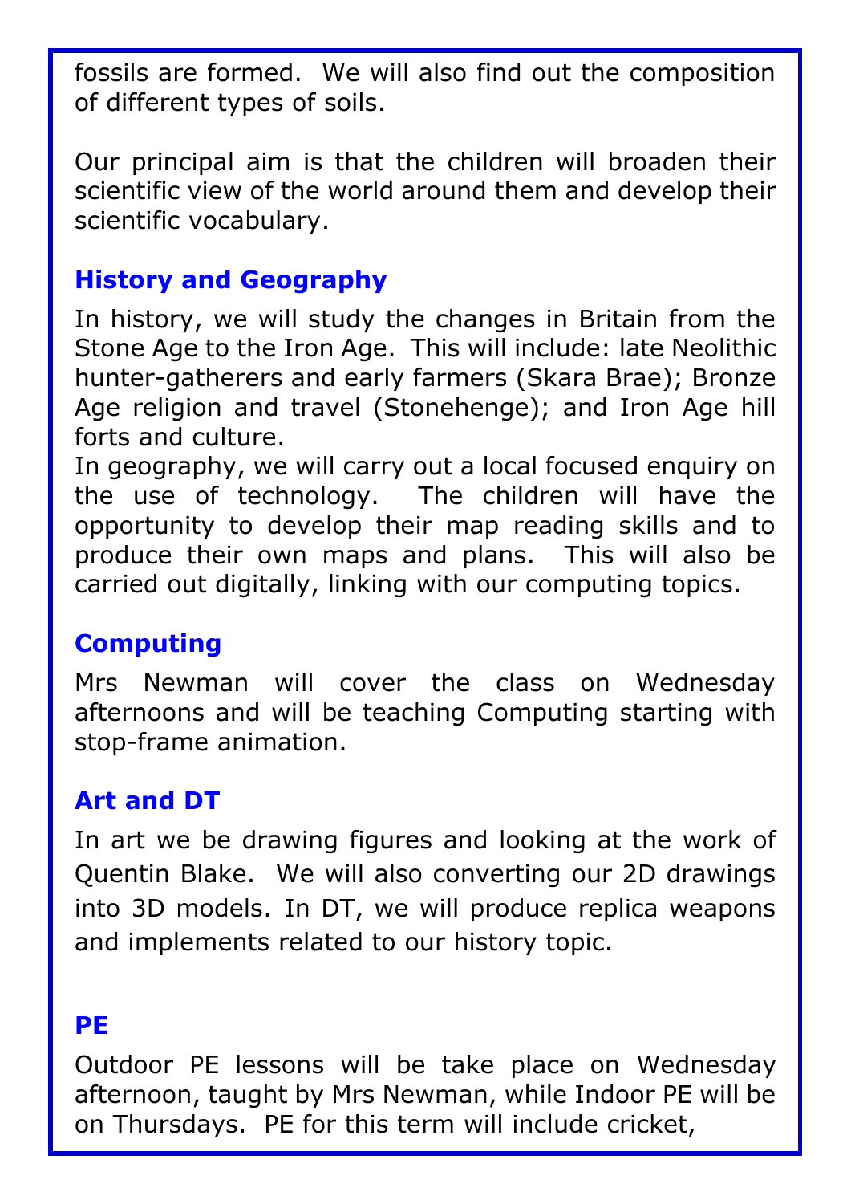fossils are formed. We will also find out the composition of different types of soils.

Our principal aim is that the children will broaden their scientific view of the world around them and develop their scientific vocabulary.

## History and Geography

In history, we will study the changes in Britain from the Stone Age to the Iron Age. This will include: late Neolithic hunter-gatherers and early farmers (Skara Brae); Bronze Age religion and travel (Stonehenge); and Iron Age hill forts and culture.
In geography, we will carry out a local focused enquiry on the use of technology. The children will have the opportunity to develop their map reading skills and to produce their own maps and plans. This will also be carried out digitally, linking with our computing topics.

## Computing

Mrs Newman will cover the class on Wednesday afternoons and will be teaching Computing starting with stop-frame animation.

## Art and DT

In art we be drawing figures and looking at the work of Quentin Blake. We will also converting our 2D drawings into 3D models. In DT, we will produce replica weapons and implements related to our history topic.

## PE

Outdoor PE lessons will be take place on Wednesday afternoon, taught by Mrs Newman, while Indoor PE will be on Thursdays. PE for this term will include cricket,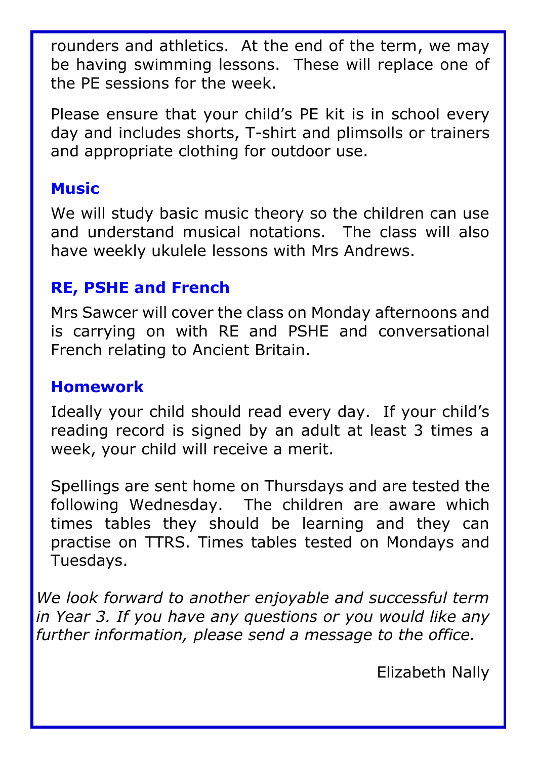rounders and athletics. At the end of the term, we may be having swimming lessons. These will replace one of the PE sessions for the week.

Please ensure that your child's PE kit is in school every day and includes shorts, T-shirt and plimsolls or trainers and appropriate clothing for outdoor use.

## Music

We will study basic music theory so the children can use and understand musical notations. The class will also have weekly ukulele lessons with Mrs Andrews.

## RE, PSHE and French

Mrs Sawcer will cover the class on Monday afternoons and is carrying on with RE and PSHE and conversational French relating to Ancient Britain.

## Homework

Ideally your child should read every day. If your child's reading record is signed by an adult at least 3 times a week, your child will receive a merit.

Spellings are sent home on Thursdays and are tested the following Wednesday. The children are aware which times tables they should be learning and they can practise on TTRS. Times tables tested on Mondays and Tuesdays.

*We look forward to another enjoyable and successful term in Year 3. If you have any questions or you would like any further information, please send a message to the office.*

Elizabeth Nally